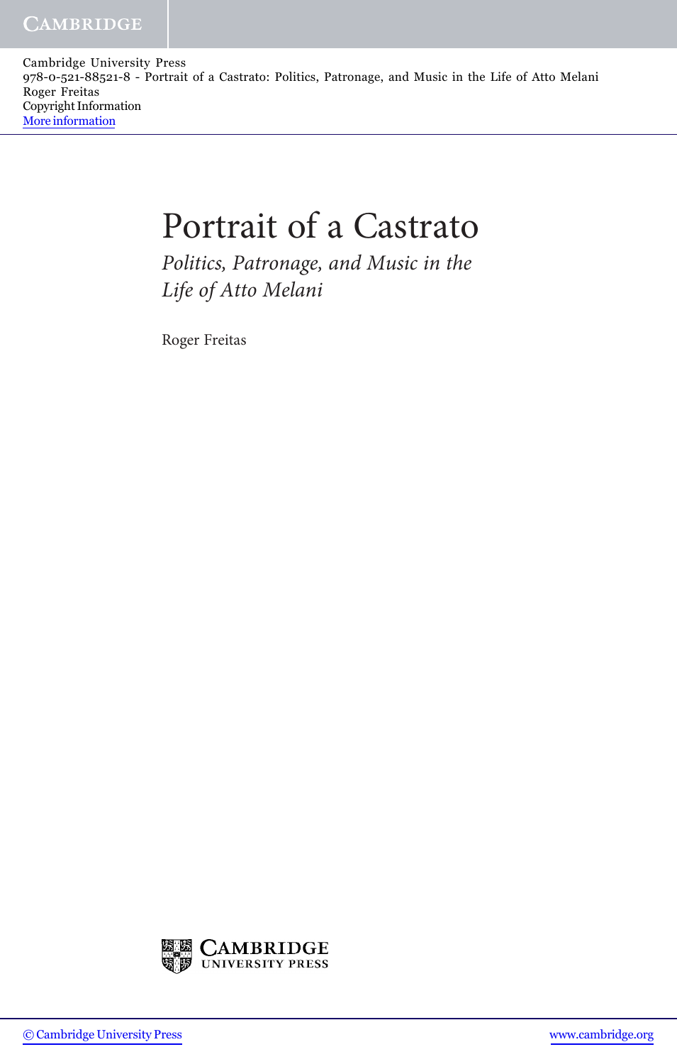Cambridge University Press
978-0-521-88521-8 - Portrait of a Castrato: Politics, Patronage, and Music in the Life of Atto Melani
Roger Freitas
Copyright Information
More information

# Portrait of a Castrato

## *Politics, Patronage, and Music in the Life of Atto Melani*

Roger Freitas

CAMBRIDGE
UNIVERSITY PRESS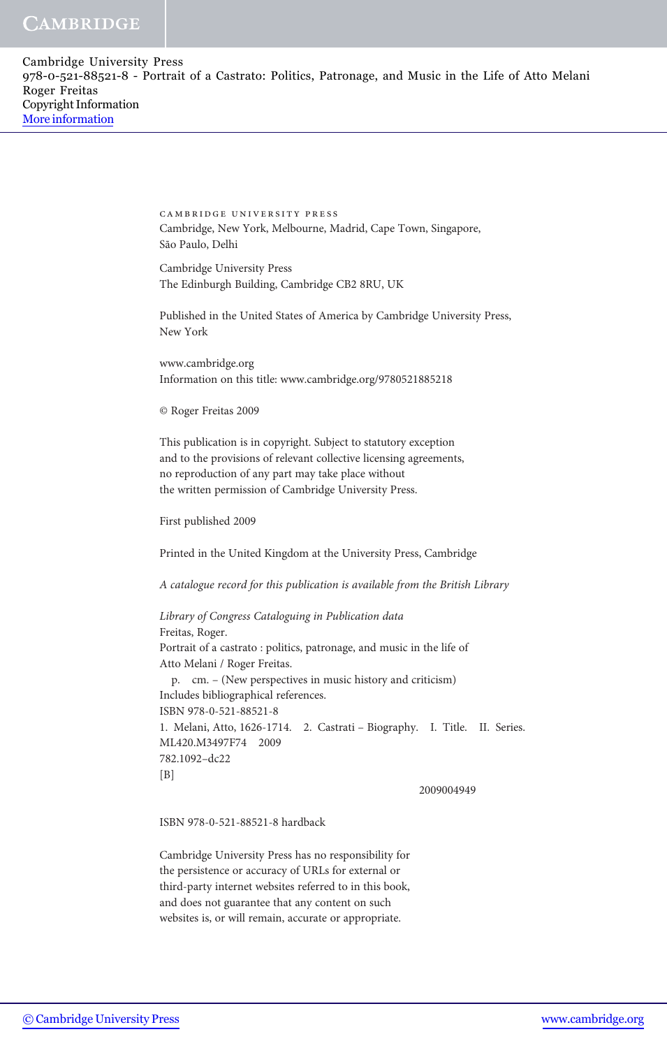CAMBRIDGE UNIVERSITY PRESS
Cambridge, New York, Melbourne, Madrid, Cape Town, Singapore,
São Paulo, Delhi

Cambridge University Press
The Edinburgh Building, Cambridge CB2 8RU, UK

Published in the United States of America by Cambridge University Press,
New York

www.cambridge.org
Information on this title: www.cambridge.org/9780521885218

© Roger Freitas 2009

This publication is in copyright. Subject to statutory exception
and to the provisions of relevant collective licensing agreements,
no reproduction of any part may take place without
the written permission of Cambridge University Press.

First published 2009

Printed in the United Kingdom at the University Press, Cambridge

*A catalogue record for this publication is available from the British Library*

*Library of Congress Cataloguing in Publication data*
Freitas, Roger.
Portrait of a castrato : politics, patronage, and music in the life of
Atto Melani / Roger Freitas.
p. cm. – (New perspectives in music history and criticism)
Includes bibliographical references.
ISBN 978-0-521-88521-8
1. Melani, Atto, 1626-1714. 2. Castrati – Biography. I. Title. II. Series.
ML420.M3497F74 2009
782.1092–dc22
[B]
2009004949

ISBN 978-0-521-88521-8 hardback

Cambridge University Press has no responsibility for
the persistence or accuracy of URLs for external or
third-party internet websites referred to in this book,
and does not guarantee that any content on such
websites is, or will remain, accurate or appropriate.